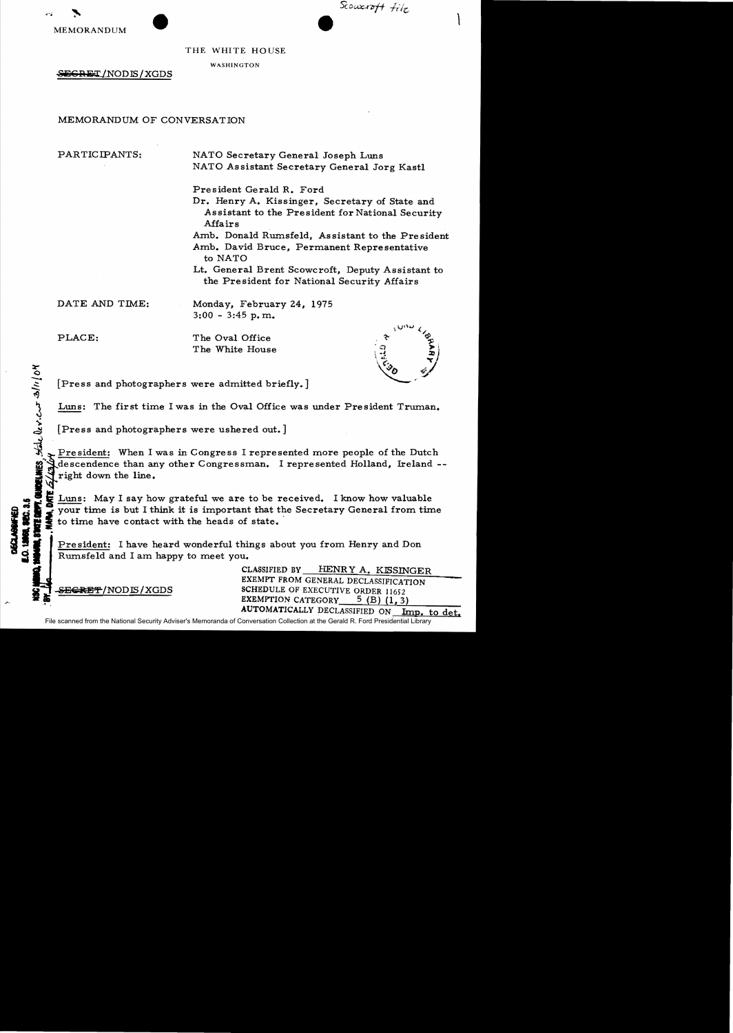Scowcroft file

MEMORANDUM

THE WHITE HOUSE

WASHINGTON

~~SECRET~~/NODIS/XGDS

MEMORANDUM OF CONVERSATION

PARTICIPANTS:

NATO Secretary General Joseph Luns
NATO Assistant Secretary General Jorg Kastl

President Gerald R. Ford
Dr. Henry A. Kissinger, Secretary of State and Assistant to the President for National Security Affairs
Amb. Donald Rumsfeld, Assistant to the President
Amb. David Bruce, Permanent Representative to NATO
Lt. General Brent Scowcroft, Deputy Assistant to the President for National Security Affairs

DATE AND TIME: Monday, February 24, 1975
3:00 - 3:45 p.m.

PLACE: The Oval Office
The White House

[Press and photographers were admitted briefly.]

Luns: The first time I was in the Oval Office was under President Truman.

[Press and photographers were ushered out.]

President: When I was in Congress I represented more people of the Dutch descendence than any other Congressman. I represented Holland, Ireland -- right down the line.

Luns: May I say how grateful we are to be received. I know how valuable your time is but I think it is important that the Secretary General from time to time have contact with the heads of state.

President: I have heard wonderful things about you from Henry and Don Rumsfeld and I am happy to meet you.

~~SECRET~~/NODIS/XGDS

CLASSIFIED BY HENRY A. KISSINGER
EXEMPT FROM GENERAL DECLASSIFICATION
SCHEDULE OF EXECUTIVE ORDER 11652
EXEMPTION CATEGORY 5 (B) (1, 3)
AUTOMATICALLY DECLASSIFIED ON Imp. to det.

DECLASSIFIED
E.O. 12958, SEC. 3.5
NSC MEMO, 11/24/98, STATE DEPT. GUIDELINES, State Dev.ew 3/11/04
BY , NARA, DATE 5/13/04

File scanned from the National Security Adviser's Memoranda of Conversation Collection at the Gerald R. Ford Presidential Library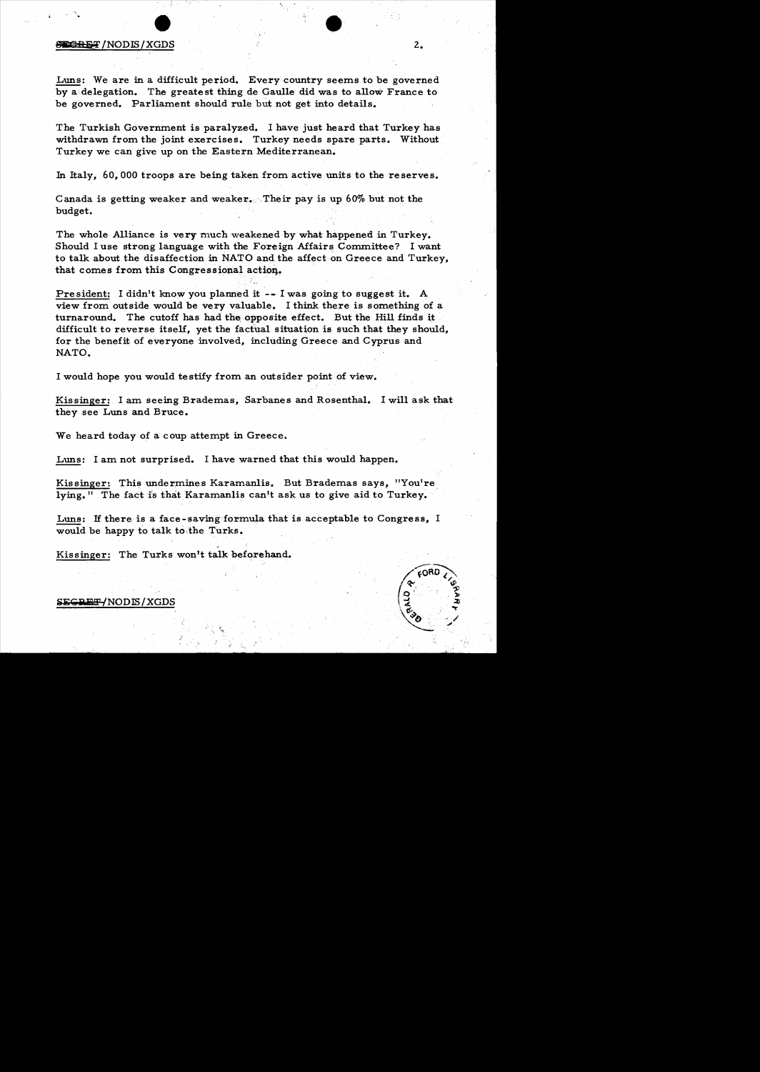Luns: We are in a difficult period. Every country seems to be governed by a delegation. The greatest thing de Gaulle did was to allow France to be governed. Parliament should rule but not get into details.

The Turkish Government is paralyzed. I have just heard that Turkey has withdrawn from the joint exercises. Turkey needs spare parts. Without Turkey we can give up on the Eastern Mediterranean.

In Italy, 60,000 troops are being taken from active units to the reserves.

Canada is getting weaker and weaker. Their pay is up 60% but not the budget.

The whole Alliance is very much weakened by what happened in Turkey. Should I use strong language with the Foreign Affairs Committee? I want to talk about the disaffection in NATO and the affect on Greece and Turkey, that comes from this Congressional action.

President: I didn't know you planned it -- I was going to suggest it. A view from outside would be very valuable. I think there is something of a turnaround. The cutoff has had the opposite effect. But the Hill finds it difficult to reverse itself, yet the factual situation is such that they should, for the benefit of everyone involved, including Greece and Cyprus and NATO.

I would hope you would testify from an outsider point of view.

Kissinger: I am seeing Brademas, Sarbanes and Rosenthal. I will ask that they see Luns and Bruce.

We heard today of a coup attempt in Greece.

Luns: I am not surprised. I have warned that this would happen.

Kissinger: This undermines Karamanlis. But Brademas says, "You're lying." The fact is that Karamanlis can't ask us to give aid to Turkey.

Luns: If there is a face-saving formula that is acceptable to Congress, I would be happy to talk to the Turks.

Kissinger: The Turks won't talk beforehand.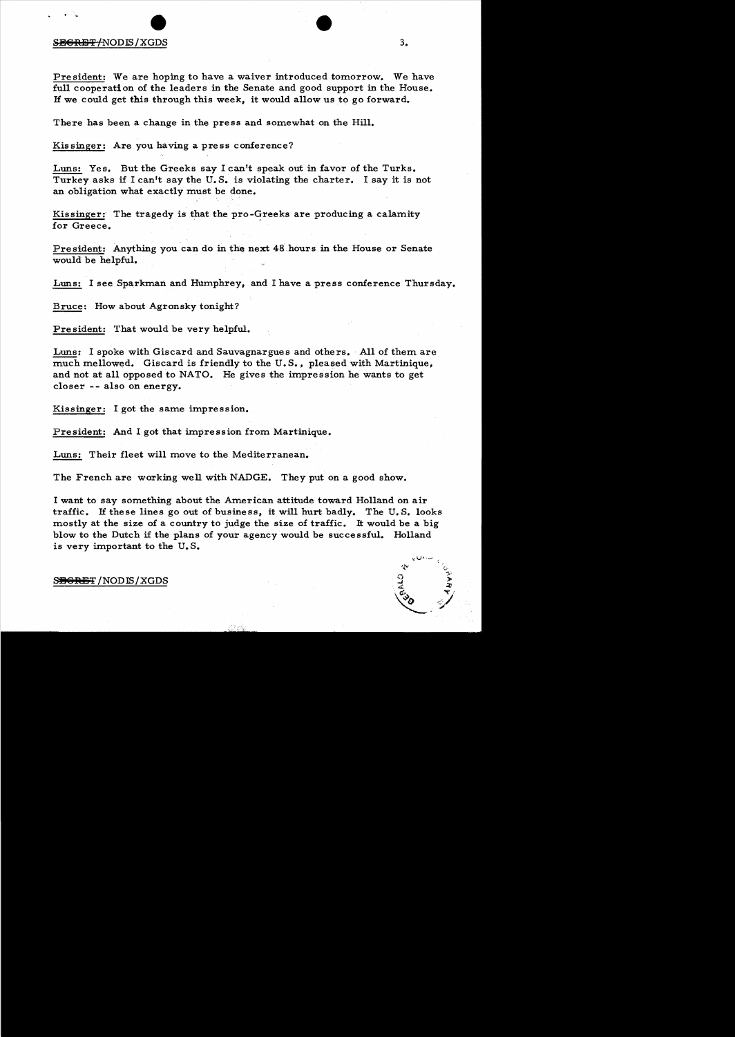President: We are hoping to have a waiver introduced tomorrow. We have full cooperation of the leaders in the Senate and good support in the House. If we could get this through this week, it would allow us to go forward.

There has been a change in the press and somewhat on the Hill.

Kissinger: Are you having a press conference?

Luns: Yes. But the Greeks say I can't speak out in favor of the Turks. Turkey asks if I can't say the U.S. is violating the charter. I say it is not an obligation what exactly must be done.

Kissinger: The tragedy is that the pro-Greeks are producing a calamity for Greece.

President: Anything you can do in the next 48 hours in the House or Senate would be helpful.

Luns: I see Sparkman and Humphrey, and I have a press conference Thursday.

Bruce: How about Agronsky tonight?

President: That would be very helpful.

Luns: I spoke with Giscard and Sauvagnargues and others. All of them are much mellowed. Giscard is friendly to the U.S., pleased with Martinique, and not at all opposed to NATO. He gives the impression he wants to get closer -- also on energy.

Kissinger: I got the same impression.

President: And I got that impression from Martinique.

Luns: Their fleet will move to the Mediterranean.

The French are working well with NADGE. They put on a good show.

I want to say something about the American attitude toward Holland on air traffic. If these lines go out of business, it will hurt badly. The U.S. looks mostly at the size of a country to judge the size of traffic. It would be a big blow to the Dutch if the plans of your agency would be successful. Holland is very important to the U.S.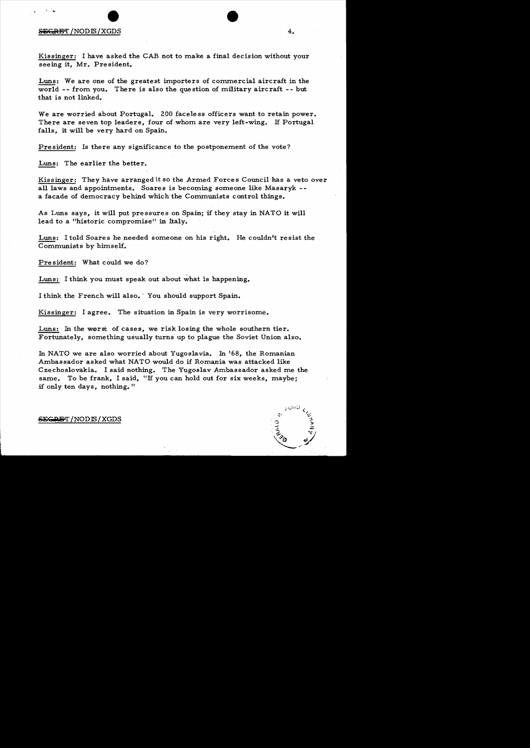Kissinger: I have asked the CAB not to make a final decision without your seeing it, Mr. President.

Luns: We are one of the greatest importers of commercial aircraft in the world -- from you. There is also the question of military aircraft -- but that is not linked.

We are worried about Portugal. 200 faceless officers want to retain power. There are seven top leaders, four of whom are very left-wing. If Portugal falls, it will be very hard on Spain.

President: Is there any significance to the postponement of the vote?

Luns: The earlier the better.

Kissinger: They have arranged it so the Armed Forces Council has a veto over all laws and appointments. Soares is becoming someone like Masaryk -- a facade of democracy behind which the Communists control things.

As Luns says, it will put pressures on Spain; if they stay in NATO it will lead to a "historic compromise" in Italy.

Luns: I told Soares he needed someone on his right. He couldn't resist the Communists by himself.

President: What could we do?

Luns: I think you must speak out about what is happening.

I think the French will also. You should support Spain.

Kissinger: I agree. The situation in Spain is very worrisome.

Luns: In the worst of cases, we risk losing the whole southern tier. Fortunately, something usually turns up to plague the Soviet Union also.

In NATO we are also worried about Yugoslavia. In '68, the Romanian Ambassador asked what NATO would do if Romania was attacked like Czechoslovakia. I said nothing. The Yugoslav Ambassador asked me the same. To be frank, I said, "If you can hold out for six weeks, maybe; if only ten days, nothing."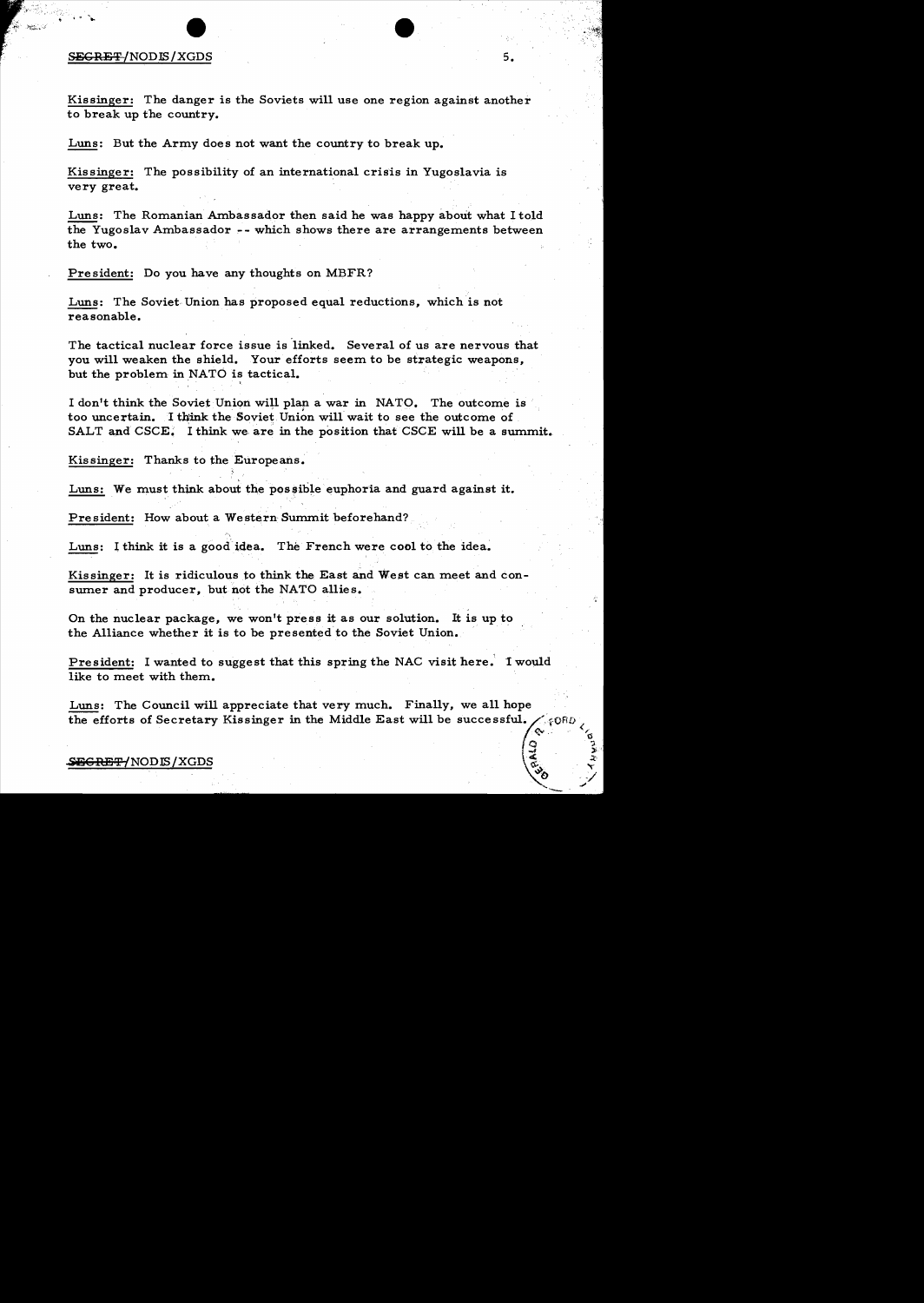Kissinger: The danger is the Soviets will use one region against another to break up the country.

Luns: But the Army does not want the country to break up.

Kissinger: The possibility of an international crisis in Yugoslavia is very great.

Luns: The Romanian Ambassador then said he was happy about what I told the Yugoslav Ambassador -- which shows there are arrangements between the two.

President: Do you have any thoughts on MBFR?

Luns: The Soviet Union has proposed equal reductions, which is not reasonable.

The tactical nuclear force issue is linked. Several of us are nervous that you will weaken the shield. Your efforts seem to be strategic weapons, but the problem in NATO is tactical.

I don't think the Soviet Union will plan a war in NATO. The outcome is too uncertain. I think the Soviet Union will wait to see the outcome of SALT and CSCE. I think we are in the position that CSCE will be a summit.

Kissinger: Thanks to the Europeans.

Luns: We must think about the possible euphoria and guard against it.

President: How about a Western Summit beforehand?

Luns: I think it is a good idea. The French were cool to the idea.

Kissinger: It is ridiculous to think the East and West can meet and consumer and producer, but not the NATO allies.

On the nuclear package, we won't press it as our solution. It is up to the Alliance whether it is to be presented to the Soviet Union.

President: I wanted to suggest that this spring the NAC visit here. I would like to meet with them.

Luns: The Council will appreciate that very much. Finally, we all hope the efforts of Secretary Kissinger in the Middle East will be successful.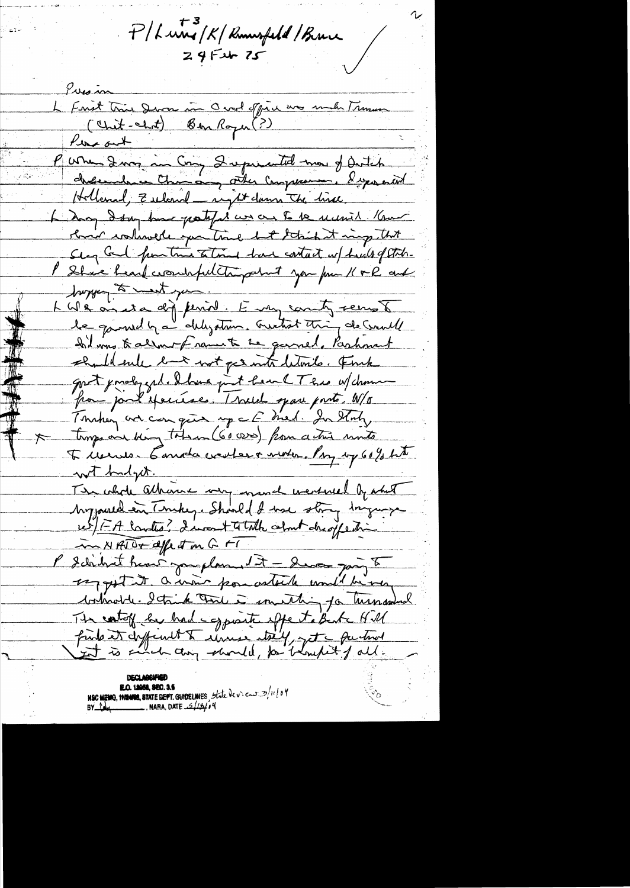P/Luns[3]/K/Rumsfeld/Bruce
24 Feb 75

Press in

L First time I was in Oval office was under Truman (Chit-chat) Ben Rogers(?)

Press out

P When I was in Cong I represented more of Dutch descendants than any other Congressman. I represent Holland, Zeeland — right down the line.

L May I say how grateful we are to be received. Know how valuable your time but I think it imp that Sec Gen from time to time have contact w/ heads of State.

P I have heard wonderful things about you from K & R and happy to meet you.

L We are at a diff period. Every country seems to be governed by a delegation. Greatest thing de Gaulle did was to allow Frances to be governed. Parliament should rule but not get into details. Frank govt probably good. I have just heard Tess w/ chmn from joint exercise. Trouble spare parts. W/o Turkey we can give up E Med. In Italy, troops are being taken (60,000) from active units to [illegible]. Canada weaker & weaker. Pay up 60% but not budget.

The whole alliance very much worried by what happened in Turkey. Should I use strong language w/ EA Cmtes? I want to talk about the effect in NATO & effect on G-T.

P I didn't hear your plan, but — I was going to support it. A wise, firm attitude would be very valuable. I think this is something for Turkey and The cutoff has had opposite effect. But Hill finds it difficult to reverse itself, yet a factual [illegible] it is such they should, for benefit of all.

DECLASSIFIED
E.O. 12958, SEC. 3.5
NSC MEMO, 11/24/98, STATE DEPT. GUIDELINES, State Review 3/11/04
BY [illegible], NARA, DATE 5/13/04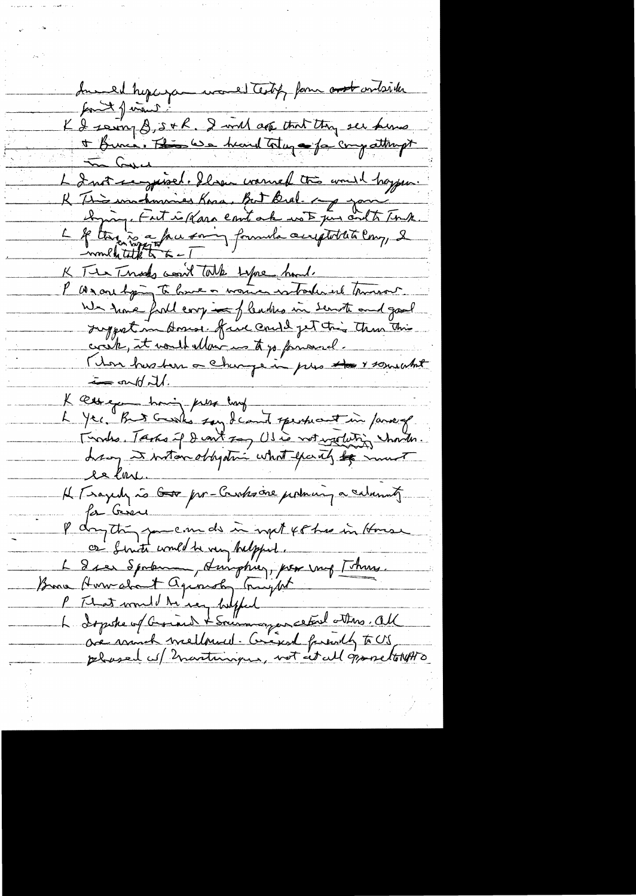Ironed hope you would testify from out outside
front of issue.

K I saw B, S + R. I will ask that they see Kissinger + Bunce. This was heard totally as for comp attempt in Cong.

L I not surprised. I have warned this would happen.

K This undermines Kara. But Ecevit says you are dying. Fact is Kara can't ask us to pursue talks with Turks.

L If there is a face saving formula acceptable to Cong, I would be happy to talk to T.

K The Turks won't talk before hand.

P We are trying to have a waiver introduced tomorrow. We have full cong of leaders in Senate and good support in House. If we could get this thru this week, it would allow us to go forward.

There has been a change in pres + somewhat in world atl.

K Are you having press conf

L Yes. But Greeks say I can't speak out in favor of Turks. Taking if I can't say US is not violating charter. I say it is not an obligation what exactly we must do here.

K Tragedy is pro-Greeks are producing a calamity for Greece

P Anything you can do in next 48 hrs in House or Senate would be very helpful.

L I see Sparkman, Humphrey, press conf Tues. Bruce Howard about Agnew tonight

P That would be very helpful

L Dispatch of Gromiko + Sauvagnargues ... others. All are much well-read. Gromiko friendly to US pleased w/ Martinique, not at all opposed to NATO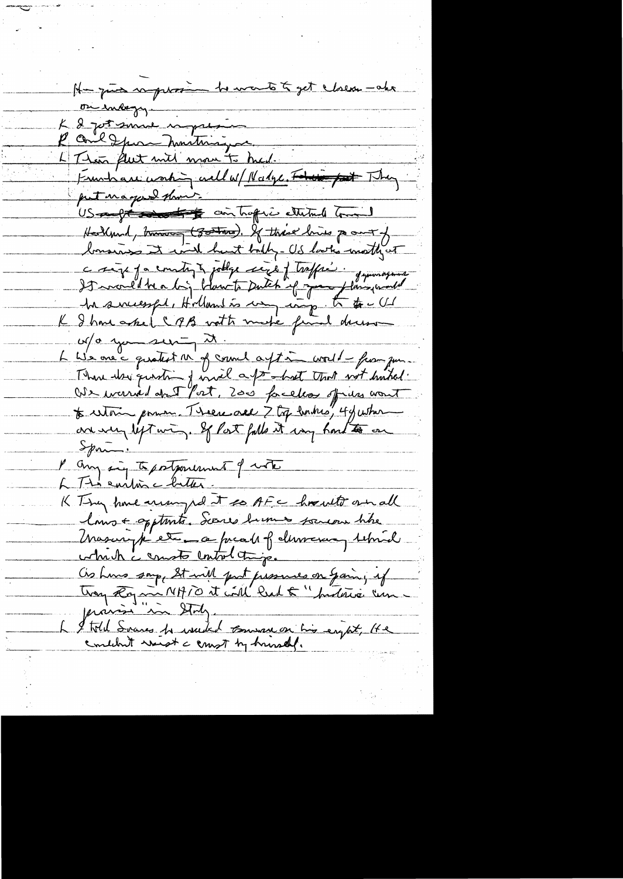H— gives impression he wants to get closer — also on energy.

K I got same impression

R and Spain — Portugal

L Their fleet will move to Med.

Frenchmen working well w/ Nato. ~~France fast~~ They put on a good show.

US ~~right~~ ~~ ~~ ~~ antagonism attitude toward Holland, ~~Norway~~ (Soviets). If these lines go out of business it will hurt badly. US looks mostly at a size of a country to judge size of traffic. If you want a big blow to Dutch if your plans would be successful, Holland is very imp. to the US

K I have asked CAB not to make final decision w/o you seeing it.

L We are greatest in of commercial aft in world — from Jan. There was question of civil aft — but that not hurted. We worried about Port, 200 faceless officers want to retain power. There are 7 top leaders, 4 of whom are very left wing. If Port falls it very hard on Spain.

P Any say to postponement of vote

L The earlier the better.

K They have arranged it so AFC has veto over all laws & appointments. Soares becomes someone like Masaryk etc — a facade of democracy behind which the communists control things.

As Luns say, It will put pressures on Spain, if they stay in NATO it will lead to "historic compromise" in Italy.

L I told Soares he worked ~~~ on his eight, He couldn't resist the communist by himself.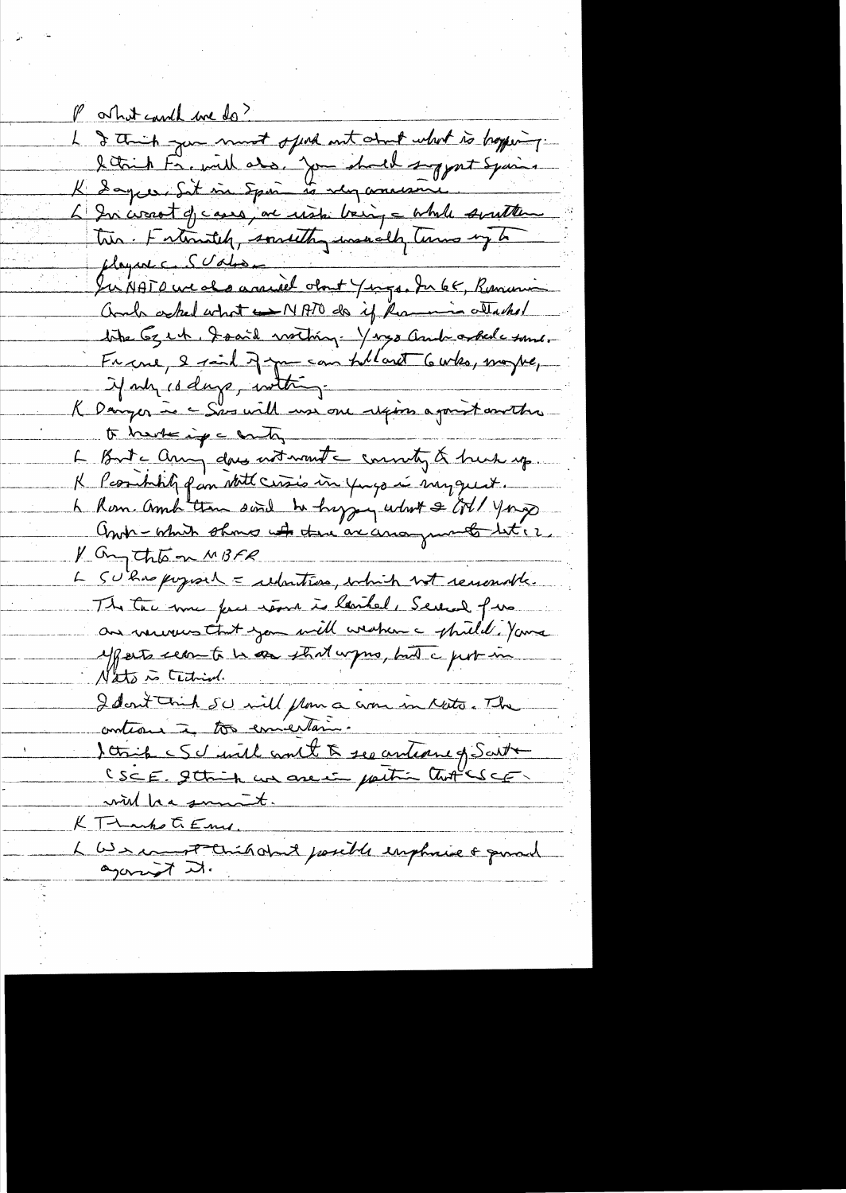P What could we do?

L I think you must speak out about what is happening. I think Fr. will also. You should support Spain.

K I agree. Sit in Spain is very worrisome.

L In worst of cases, we risk losing a whole southern tier. Fortunately, something usually turns up to plague the SU also.

In NATO we also argued about Yugo. In 68, Romania Amb asked what NATO do if Romania attacked like Czech. I said nothing. Yugo Amb asked same. France, I said if you can hold out 6 wks, maybe, if only 10 days, nothing.

K Danger is the Sov will use one region against another to break up the entity.

L But the Army does not want the country to break up.

K Possibility of an internal crisis in Yugo is my guess.

L Rom. Amb then said he happy what the US/Yugo [?] Amb – which shows that there are arrangements between 2.

P Any thoughts on MBFR

L SU has proposed the reductions, which not reasonable. The two men force issue is limited. Several of us are nervous that you will weaken the shield. Your efforts seem to be on strategic arms, but the problem in Nato is tactical.

I don't think SU will plan a crisis in Nato. The outcome is too uncertain.

I think the SU will want to see outcome of Sott [?] CSCE. I think we are in position that CSCE will be a summit.

K Thanks to Eur.

L We must think about possible emphasis & guard against it.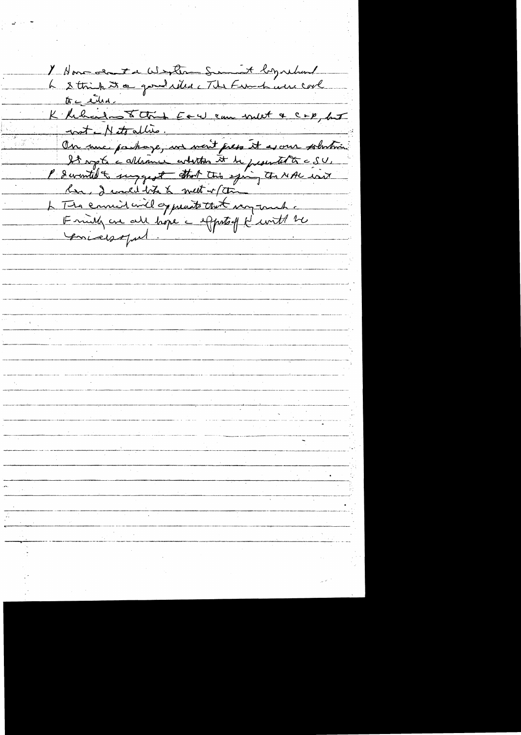Y How about a Western Summit beforehand

L I think it a good idea. The French were cool to the idea.

K Richardson to think E & W can meet & C-P, but not Nato allies.

On our package, we won't press it as our solution. It is up to the alliance whether it be presented to the SU.

P I wanted to suggest that this spring the NAC visit here. I would like to meet w/them

L The Council will appreciate that very much. Finally we all hope the efforts of K will be successful.